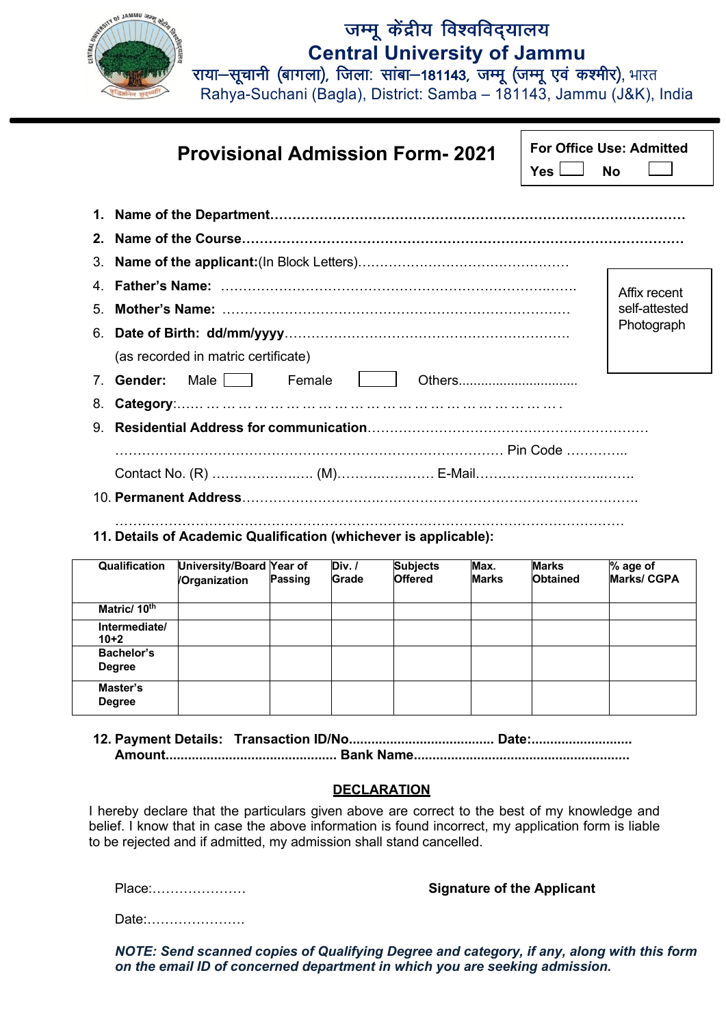# जम्मू केंद्रीय विश्वविद्यालय
# Central University of Jammu

राया–सूचानी (बागला), जिला: सांबा–181143, जम्मू (जम्मू एवं कश्मीर), भारत
Rahya-Suchani (Bagla), District: Samba – 181143, Jammu (J&K), India

## Provisional Admission Form- 2021

**For Office Use: Admitted**
**Yes** ☐ **No** ☐

Affix recent self-attested Photograph

1. **Name of the Department**…………………………………………………………………………………
2. **Name of the Course**………………………………………………………………………………………
3. **Name of the applicant:**(In Block Letters)…………………………………………
4. **Father's Name:** ……………………………………………………………………….
5. **Mother's Name:** ……………………………………………………………………
6. **Date of Birth: dd/mm/yyyy**…………………………………………………………
   (as recorded in matric certificate)
7. **Gender:** Male ☐ Female ☐ Others...............................
8. **Category**:…… … … … … … … … … … … … … … … … … … … … … … … .
9. **Residential Address for communication**……………………………………………………………
   …………………………………………………………………………… Pin Code …………..
   Contact No. (R) …………………. (M)……………….… E-Mail…………………………..…….
10. **Permanent Address**…………………………………………………………………………………
    ………………………………………………………………………………………………………
11. **Details of Academic Qualification (whichever is applicable):**

| Qualification | University/Board /Organization | Year of Passing | Div. / Grade | Subjects Offered | Max. Marks | Marks Obtained | % age of Marks/ CGPA |
|---|---|---|---|---|---|---|---|
| Matric/ 10th | | | | | | | |
| Intermediate/ 10+2 | | | | | | | |
| Bachelor's Degree | | | | | | | |
| Master's Degree | | | | | | | |

12. **Payment Details: Transaction ID/No...................................... Date:..........................**
    **Amount............................................ Bank Name........................................................**

### DECLARATION

I hereby declare that the particulars given above are correct to the best of my knowledge and belief. I know that in case the above information is found incorrect, my application form is liable to be rejected and if admitted, my admission shall stand cancelled.

Place:…………………

**Signature of the Applicant**

Date:………………….

***NOTE: Send scanned copies of Qualifying Degree and category, if any, along with this form on the email ID of concerned department in which you are seeking admission.***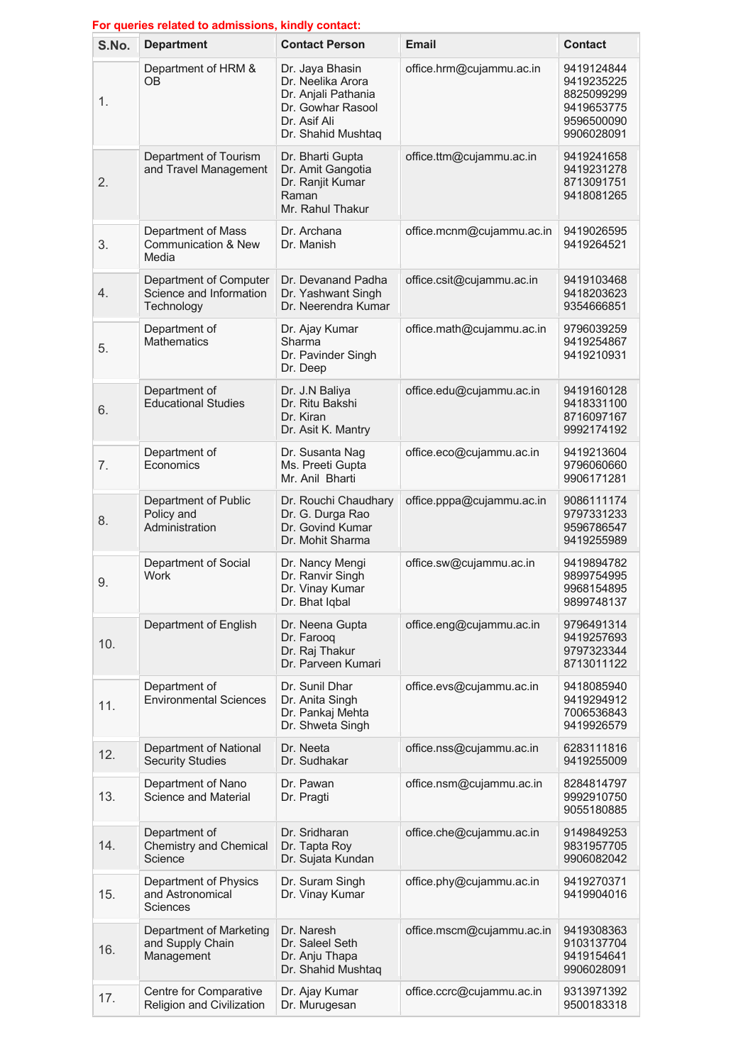**For queries related to admissions, kindly contact:**

| S.No. | Department | Contact Person | Email | Contact |
|---|---|---|---|---|
| 1. | Department of HRM & OB | Dr. Jaya Bhasin<br>Dr. Neelika Arora<br>Dr. Anjali Pathania<br>Dr. Gowhar Rasool<br>Dr. Asif Ali<br>Dr. Shahid Mushtaq | office.hrm@cujammu.ac.in | 9419124844<br>9419235225<br>8825099299<br>9419653775<br>9596500090<br>9906028091 |
| 2. | Department of Tourism and Travel Management | Dr. Bharti Gupta<br>Dr. Amit Gangotia<br>Dr. Ranjit Kumar Raman<br>Mr. Rahul Thakur | office.ttm@cujammu.ac.in | 9419241658<br>9419231278<br>8713091751<br>9418081265 |
| 3. | Department of Mass Communication & New Media | Dr. Archana<br>Dr. Manish | office.mcnm@cujammu.ac.in | 9419026595<br>9419264521 |
| 4. | Department of Computer Science and Information Technology | Dr. Devanand Padha<br>Dr. Yashwant Singh<br>Dr. Neerendra Kumar | office.csit@cujammu.ac.in | 9419103468<br>9418203623<br>9354666851 |
| 5. | Department of Mathematics | Dr. Ajay Kumar Sharma<br>Dr. Pavinder Singh<br>Dr. Deep | office.math@cujammu.ac.in | 9796039259<br>9419254867<br>9419210931 |
| 6. | Department of Educational Studies | Dr. J.N Baliya<br>Dr. Ritu Bakshi<br>Dr. Kiran<br>Dr. Asit K. Mantry | office.edu@cujammu.ac.in | 9419160128<br>9418331100<br>8716097167<br>9992174192 |
| 7. | Department of Economics | Dr. Susanta Nag<br>Ms. Preeti Gupta<br>Mr. Anil Bharti | office.eco@cujammu.ac.in | 9419213604<br>9796060660<br>9906171281 |
| 8. | Department of Public Policy and Administration | Dr. Rouchi Chaudhary<br>Dr. G. Durga Rao<br>Dr. Govind Kumar<br>Dr. Mohit Sharma | office.pppa@cujammu.ac.in | 9086111174<br>9797331233<br>9596786547<br>9419255989 |
| 9. | Department of Social Work | Dr. Nancy Mengi<br>Dr. Ranvir Singh<br>Dr. Vinay Kumar<br>Dr. Bhat Iqbal | office.sw@cujammu.ac.in | 9419894782<br>9899754995<br>9968154895<br>9899748137 |
| 10. | Department of English | Dr. Neena Gupta<br>Dr. Farooq<br>Dr. Raj Thakur<br>Dr. Parveen Kumari | office.eng@cujammu.ac.in | 9796491314<br>9419257693<br>9797323344<br>8713011122 |
| 11. | Department of Environmental Sciences | Dr. Sunil Dhar<br>Dr. Anita Singh<br>Dr. Pankaj Mehta<br>Dr. Shweta Singh | office.evs@cujammu.ac.in | 9418085940<br>9419294912<br>7006536843<br>9419926579 |
| 12. | Department of National Security Studies | Dr. Neeta<br>Dr. Sudhakar | office.nss@cujammu.ac.in | 6283111816<br>9419255009 |
| 13. | Department of Nano Science and Material | Dr. Pawan<br>Dr. Pragti | office.nsm@cujammu.ac.in | 8284814797<br>9992910750<br>9055180885 |
| 14. | Department of Chemistry and Chemical Science | Dr. Sridharan<br>Dr. Tapta Roy<br>Dr. Sujata Kundan | office.che@cujammu.ac.in | 9149849253<br>9831957705<br>9906082042 |
| 15. | Department of Physics and Astronomical Sciences | Dr. Suram Singh<br>Dr. Vinay Kumar | office.phy@cujammu.ac.in | 9419270371<br>9419904016 |
| 16. | Department of Marketing and Supply Chain Management | Dr. Naresh<br>Dr. Saleel Seth<br>Dr. Anju Thapa<br>Dr. Shahid Mushtaq | office.mscm@cujammu.ac.in | 9419308363<br>9103137704<br>9419154641<br>9906028091 |
| 17. | Centre for Comparative Religion and Civilization | Dr. Ajay Kumar<br>Dr. Murugesan | office.ccrc@cujammu.ac.in | 9313971392<br>9500183318 |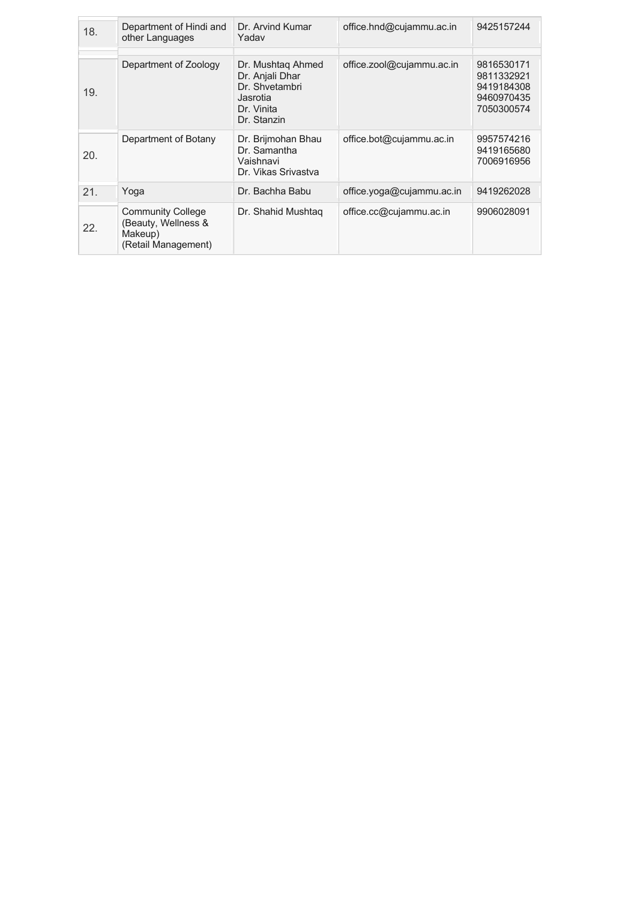| | | | | |
|---|---|---|---|---|
| 18. | Department of Hindi and other Languages | Dr. Arvind Kumar Yadav | office.hnd@cujammu.ac.in | 9425157244 |
| 19. | Department of Zoology | Dr. Mushtaq Ahmed<br>Dr. Anjali Dhar<br>Dr. Shvetambri Jasrotia<br>Dr. Vinita<br>Dr. Stanzin | office.zool@cujammu.ac.in | 9816530171<br>9811332921<br>9419184308<br>9460970435<br>7050300574 |
| 20. | Department of Botany | Dr. Brijmohan Bhau<br>Dr. Samantha Vaishnavi<br>Dr. Vikas Srivastva | office.bot@cujammu.ac.in | 9957574216<br>9419165680<br>7006916956 |
| 21. | Yoga | Dr. Bachha Babu | office.yoga@cujammu.ac.in | 9419262028 |
| 22. | Community College (Beauty, Wellness & Makeup) (Retail Management) | Dr. Shahid Mushtaq | office.cc@cujammu.ac.in | 9906028091 |